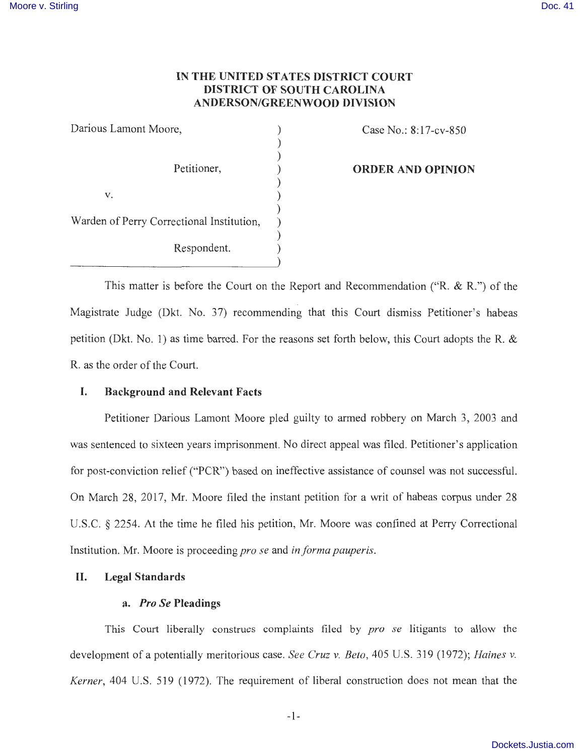IN THE UNITED STATES DISTRICT COURT
DISTRICT OF SOUTH CAROLINA
ANDERSON/GREENWOOD DIVISION

| | |
|---|---|
| Darious Lamont Moore,<br><br>Petitioner,<br><br>v.<br><br>Warden of Perry Correctional Institution,<br><br>Respondent. | Case No.: 8:17-cv-850<br><br>**ORDER AND OPINION** |

This matter is before the Court on the Report and Recommendation ("R. & R.") of the Magistrate Judge (Dkt. No. 37) recommending that this Court dismiss Petitioner's habeas petition (Dkt. No. 1) as time barred. For the reasons set forth below, this Court adopts the R. & R. as the order of the Court.

## I. Background and Relevant Facts

Petitioner Darious Lamont Moore pled guilty to armed robbery on March 3, 2003 and was sentenced to sixteen years imprisonment. No direct appeal was filed. Petitioner's application for post-conviction relief ("PCR") based on ineffective assistance of counsel was not successful. On March 28, 2017, Mr. Moore filed the instant petition for a writ of habeas corpus under 28 U.S.C. § 2254. At the time he filed his petition, Mr. Moore was confined at Perry Correctional Institution. Mr. Moore is proceeding *pro se* and *in forma pauperis*.

## II. Legal Standards

### a. *Pro Se* Pleadings

This Court liberally construes complaints filed by *pro se* litigants to allow the development of a potentially meritorious case. *See Cruz v. Beto*, 405 U.S. 319 (1972); *Haines v. Kerner*, 404 U.S. 519 (1972). The requirement of liberal construction does not mean that the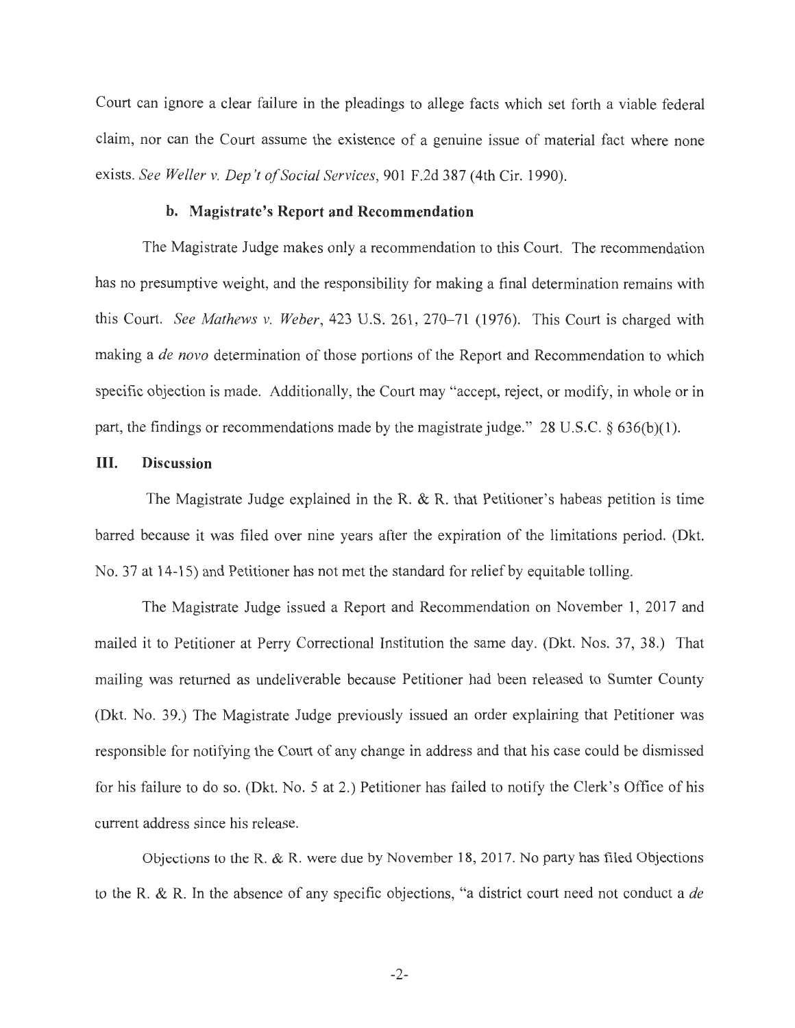Court can ignore a clear failure in the pleadings to allege facts which set forth a viable federal claim, nor can the Court assume the existence of a genuine issue of material fact where none exists. *See Weller v. Dep't of Social Services*, 901 F.2d 387 (4th Cir. 1990).

### b. Magistrate's Report and Recommendation

The Magistrate Judge makes only a recommendation to this Court. The recommendation has no presumptive weight, and the responsibility for making a final determination remains with this Court. *See Mathews v. Weber*, 423 U.S. 261, 270–71 (1976). This Court is charged with making a *de novo* determination of those portions of the Report and Recommendation to which specific objection is made. Additionally, the Court may "accept, reject, or modify, in whole or in part, the findings or recommendations made by the magistrate judge." 28 U.S.C. § 636(b)(1).

## III. Discussion

The Magistrate Judge explained in the R. & R. that Petitioner's habeas petition is time barred because it was filed over nine years after the expiration of the limitations period. (Dkt. No. 37 at 14-15) and Petitioner has not met the standard for relief by equitable tolling.

The Magistrate Judge issued a Report and Recommendation on November 1, 2017 and mailed it to Petitioner at Perry Correctional Institution the same day. (Dkt. Nos. 37, 38.) That mailing was returned as undeliverable because Petitioner had been released to Sumter County (Dkt. No. 39.) The Magistrate Judge previously issued an order explaining that Petitioner was responsible for notifying the Court of any change in address and that his case could be dismissed for his failure to do so. (Dkt. No. 5 at 2.) Petitioner has failed to notify the Clerk's Office of his current address since his release.

Objections to the R. & R. were due by November 18, 2017. No party has filed Objections to the R. & R. In the absence of any specific objections, "a district court need not conduct a *de*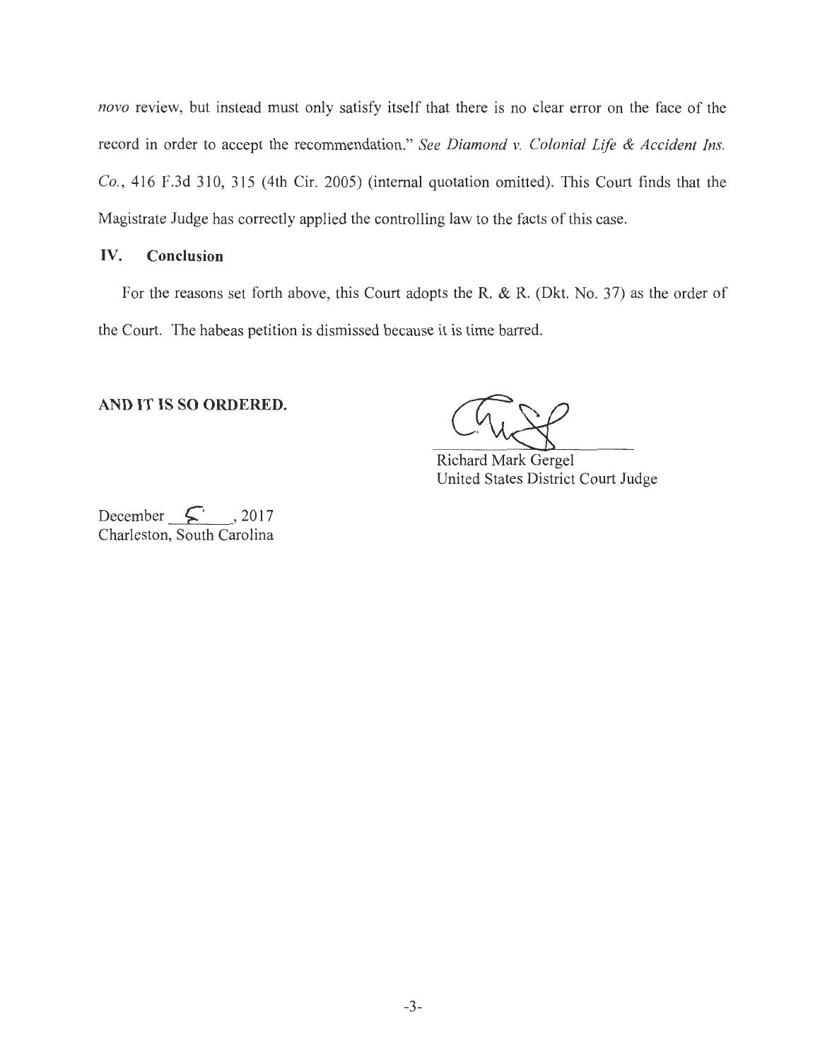*novo* review, but instead must only satisfy itself that there is no clear error on the face of the record in order to accept the recommendation." *See Diamond v. Colonial Life & Accident Ins. Co.*, 416 F.3d 310, 315 (4th Cir. 2005) (internal quotation omitted). This Court finds that the Magistrate Judge has correctly applied the controlling law to the facts of this case.

## IV. Conclusion

For the reasons set forth above, this Court adopts the R. & R. (Dkt. No. 37) as the order of the Court. The habeas petition is dismissed because it is time barred.

**AND IT IS SO ORDERED.**

Richard Mark Gergel
United States District Court Judge

December 5, 2017
Charleston, South Carolina